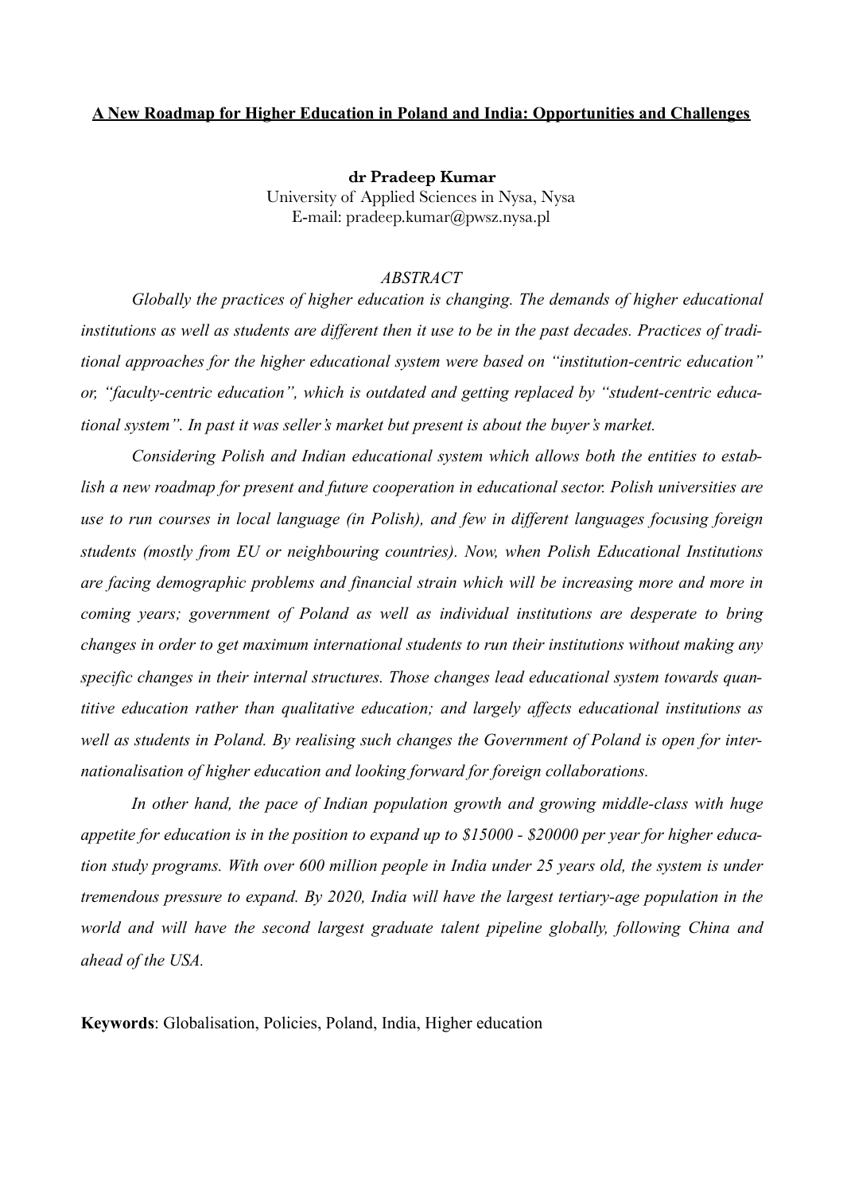# A New Roadmap for Higher Education in Poland and India: Opportunities and Challenges

**dr Pradeep Kumar**
University of Applied Sciences in Nysa, Nysa
E-mail: pradeep.kumar@pwsz.nysa.pl

*ABSTRACT*

*Globally the practices of higher education is changing. The demands of higher educational institutions as well as students are different then it use to be in the past decades. Practices of traditional approaches for the higher educational system were based on "institution-centric education" or, "faculty-centric education", which is outdated and getting replaced by "student-centric educational system". In past it was seller's market but present is about the buyer's market.*

*Considering Polish and Indian educational system which allows both the entities to establish a new roadmap for present and future cooperation in educational sector. Polish universities are use to run courses in local language (in Polish), and few in different languages focusing foreign students (mostly from EU or neighbouring countries). Now, when Polish Educational Institutions are facing demographic problems and financial strain which will be increasing more and more in coming years; government of Poland as well as individual institutions are desperate to bring changes in order to get maximum international students to run their institutions without making any specific changes in their internal structures. Those changes lead educational system towards quantitive education rather than qualitative education; and largely affects educational institutions as well as students in Poland. By realising such changes the Government of Poland is open for internationalisation of higher education and looking forward for foreign collaborations.*

*In other hand, the pace of Indian population growth and growing middle-class with huge appetite for education is in the position to expand up to $15000 - $20000 per year for higher education study programs. With over 600 million people in India under 25 years old, the system is under tremendous pressure to expand. By 2020, India will have the largest tertiary-age population in the world and will have the second largest graduate talent pipeline globally, following China and ahead of the USA.*

**Keywords**: Globalisation, Policies, Poland, India, Higher education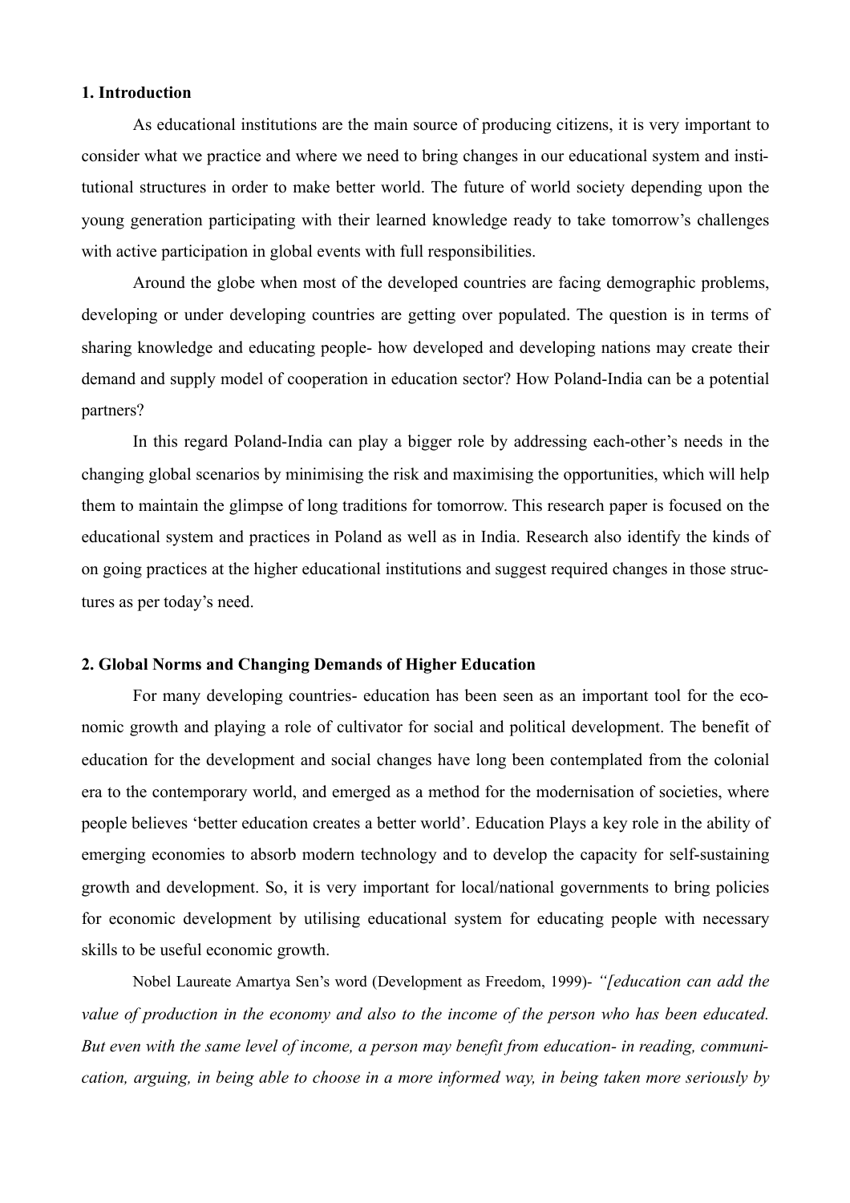**1. Introduction**

As educational institutions are the main source of producing citizens, it is very important to consider what we practice and where we need to bring changes in our educational system and institutional structures in order to make better world. The future of world society depending upon the young generation participating with their learned knowledge ready to take tomorrow's challenges with active participation in global events with full responsibilities.

Around the globe when most of the developed countries are facing demographic problems, developing or under developing countries are getting over populated. The question is in terms of sharing knowledge and educating people- how developed and developing nations may create their demand and supply model of cooperation in education sector? How Poland-India can be a potential partners?

In this regard Poland-India can play a bigger role by addressing each-other's needs in the changing global scenarios by minimising the risk and maximising the opportunities, which will help them to maintain the glimpse of long traditions for tomorrow. This research paper is focused on the educational system and practices in Poland as well as in India. Research also identify the kinds of on going practices at the higher educational institutions and suggest required changes in those structures as per today's need.

**2. Global Norms and Changing Demands of Higher Education**

For many developing countries- education has been seen as an important tool for the economic growth and playing a role of cultivator for social and political development. The benefit of education for the development and social changes have long been contemplated from the colonial era to the contemporary world, and emerged as a method for the modernisation of societies, where people believes 'better education creates a better world'. Education Plays a key role in the ability of emerging economies to absorb modern technology and to develop the capacity for self-sustaining growth and development. So, it is very important for local/national governments to bring policies for economic development by utilising educational system for educating people with necessary skills to be useful economic growth.

Nobel Laureate Amartya Sen's word (Development as Freedom, 1999)- *"[education can add the value of production in the economy and also to the income of the person who has been educated. But even with the same level of income, a person may benefit from education- in reading, communication, arguing, in being able to choose in a more informed way, in being taken more seriously by*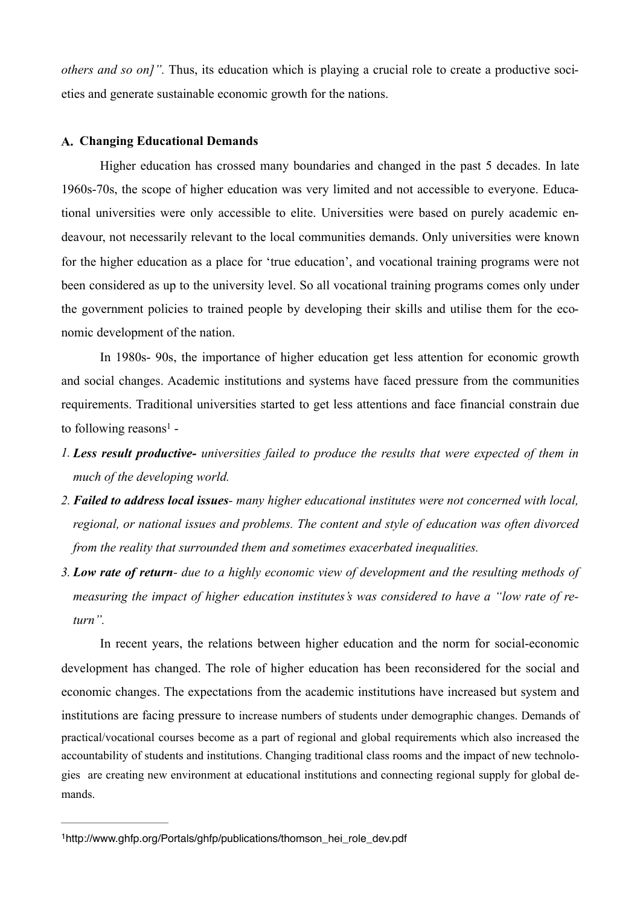*others and so on]".* Thus, its education which is playing a crucial role to create a productive societies and generate sustainable economic growth for the nations.

### A. Changing Educational Demands

Higher education has crossed many boundaries and changed in the past 5 decades. In late 1960s-70s, the scope of higher education was very limited and not accessible to everyone. Educational universities were only accessible to elite. Universities were based on purely academic endeavour, not necessarily relevant to the local communities demands. Only universities were known for the higher education as a place for 'true education', and vocational training programs were not been considered as up to the university level. So all vocational training programs comes only under the government policies to trained people by developing their skills and utilise them for the economic development of the nation.

In 1980s- 90s, the importance of higher education get less attention for economic growth and social changes. Academic institutions and systems have faced pressure from the communities requirements. Traditional universities started to get less attentions and face financial constrain due to following reasons[1] -

1. ***Less result productive-*** *universities failed to produce the results that were expected of them in much of the developing world.*
2. ***Failed to address local issues****- many higher educational institutes were not concerned with local, regional, or national issues and problems. The content and style of education was often divorced from the reality that surrounded them and sometimes exacerbated inequalities.*
3. ***Low rate of return****- due to a highly economic view of development and the resulting methods of measuring the impact of higher education institutes's was considered to have a "low rate of return".*

In recent years, the relations between higher education and the norm for social-economic development has changed. The role of higher education has been reconsidered for the social and economic changes. The expectations from the academic institutions have increased but system and institutions are facing pressure to increase numbers of students under demographic changes. Demands of practical/vocational courses become as a part of regional and global requirements which also increased the accountability of students and institutions. Changing traditional class rooms and the impact of new technologies are creating new environment at educational institutions and connecting regional supply for global demands.

---

[1] http://www.ghfp.org/Portals/ghfp/publications/thomson_hei_role_dev.pdf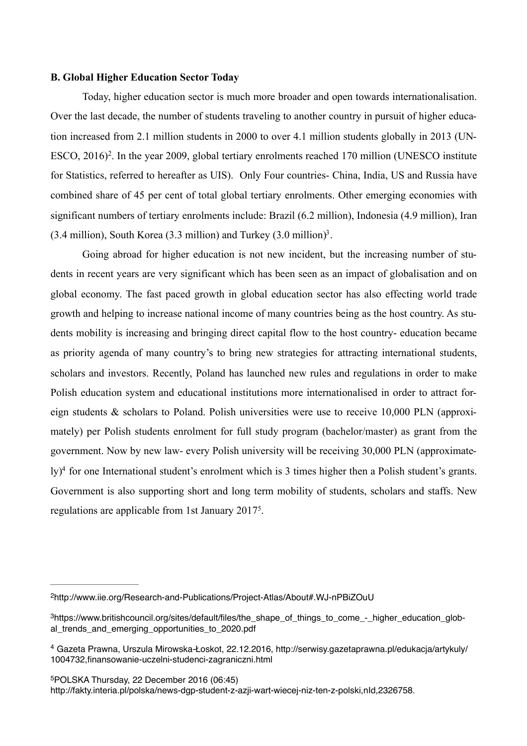**B. Global Higher Education Sector Today**

Today, higher education sector is much more broader and open towards internationalisation. Over the last decade, the number of students traveling to another country in pursuit of higher education increased from 2.1 million students in 2000 to over 4.1 million students globally in 2013 (UNESCO, 2016)[2]. In the year 2009, global tertiary enrolments reached 170 million (UNESCO institute for Statistics, referred to hereafter as UIS). Only Four countries- China, India, US and Russia have combined share of 45 per cent of total global tertiary enrolments. Other emerging economies with significant numbers of tertiary enrolments include: Brazil (6.2 million), Indonesia (4.9 million), Iran (3.4 million), South Korea (3.3 million) and Turkey (3.0 million)[3].

Going abroad for higher education is not new incident, but the increasing number of students in recent years are very significant which has been seen as an impact of globalisation and on global economy. The fast paced growth in global education sector has also effecting world trade growth and helping to increase national income of many countries being as the host country. As students mobility is increasing and bringing direct capital flow to the host country- education became as priority agenda of many country's to bring new strategies for attracting international students, scholars and investors. Recently, Poland has launched new rules and regulations in order to make Polish education system and educational institutions more internationalised in order to attract foreign students & scholars to Poland. Polish universities were use to receive 10,000 PLN (approximately) per Polish students enrolment for full study program (bachelor/master) as grant from the government. Now by new law- every Polish university will be receiving 30,000 PLN (approximately)[4] for one International student's enrolment which is 3 times higher then a Polish student's grants. Government is also supporting short and long term mobility of students, scholars and staffs. New regulations are applicable from 1st January 2017[5].

---

[2] http://www.iie.org/Research-and-Publications/Project-Atlas/About#.WJ-nPBiZOuU

[3] https://www.britishcouncil.org/sites/default/files/the_shape_of_things_to_come_-_higher_education_global_trends_and_emerging_opportunities_to_2020.pdf

[4] Gazeta Prawna, Urszula Mirowska-Łoskot, 22.12.2016, http://serwisy.gazetaprawna.pl/edukacja/artykuly/1004732,finansowanie-uczelni-studenci-zagraniczni.html

[5] POLSKA Thursday, 22 December 2016 (06:45)
http://fakty.interia.pl/polska/news-dgp-student-z-azji-wart-wiecej-niz-ten-z-polski,nId,2326758.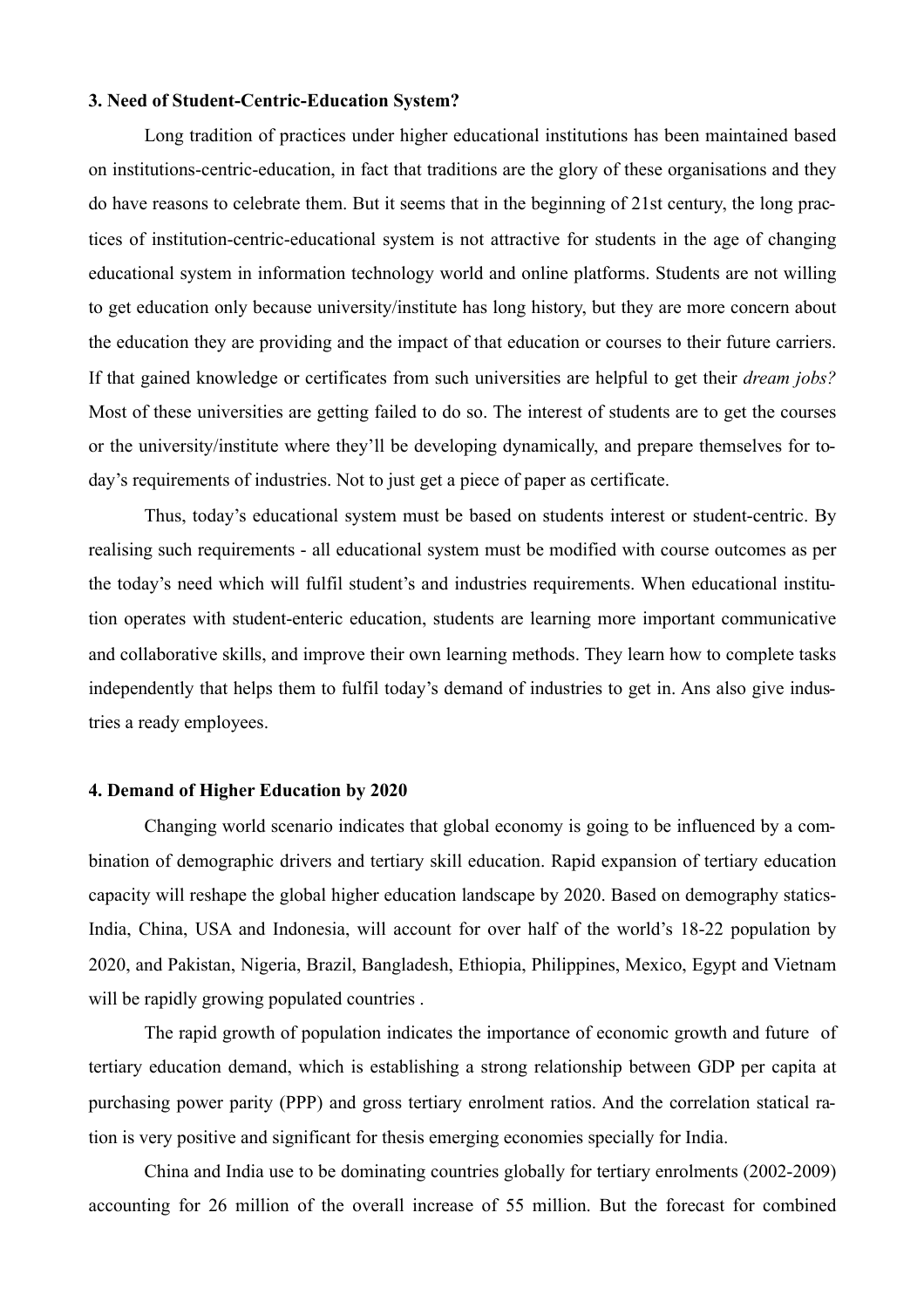**3. Need of Student-Centric-Education System?**

Long tradition of practices under higher educational institutions has been maintained based on institutions-centric-education, in fact that traditions are the glory of these organisations and they do have reasons to celebrate them. But it seems that in the beginning of 21st century, the long practices of institution-centric-educational system is not attractive for students in the age of changing educational system in information technology world and online platforms. Students are not willing to get education only because university/institute has long history, but they are more concern about the education they are providing and the impact of that education or courses to their future carriers. If that gained knowledge or certificates from such universities are helpful to get their *dream jobs?* Most of these universities are getting failed to do so. The interest of students are to get the courses or the university/institute where they'll be developing dynamically, and prepare themselves for today's requirements of industries. Not to just get a piece of paper as certificate.

Thus, today's educational system must be based on students interest or student-centric. By realising such requirements - all educational system must be modified with course outcomes as per the today's need which will fulfil student's and industries requirements. When educational institution operates with student-enteric education, students are learning more important communicative and collaborative skills, and improve their own learning methods. They learn how to complete tasks independently that helps them to fulfil today's demand of industries to get in. Ans also give industries a ready employees.

**4. Demand of Higher Education by 2020**

Changing world scenario indicates that global economy is going to be influenced by a combination of demographic drivers and tertiary skill education. Rapid expansion of tertiary education capacity will reshape the global higher education landscape by 2020. Based on demography statics- India, China, USA and Indonesia, will account for over half of the world's 18-22 population by 2020, and Pakistan, Nigeria, Brazil, Bangladesh, Ethiopia, Philippines, Mexico, Egypt and Vietnam will be rapidly growing populated countries .

The rapid growth of population indicates the importance of economic growth and future of tertiary education demand, which is establishing a strong relationship between GDP per capita at purchasing power parity (PPP) and gross tertiary enrolment ratios. And the correlation statical ration is very positive and significant for thesis emerging economies specially for India.

China and India use to be dominating countries globally for tertiary enrolments (2002-2009) accounting for 26 million of the overall increase of 55 million. But the forecast for combined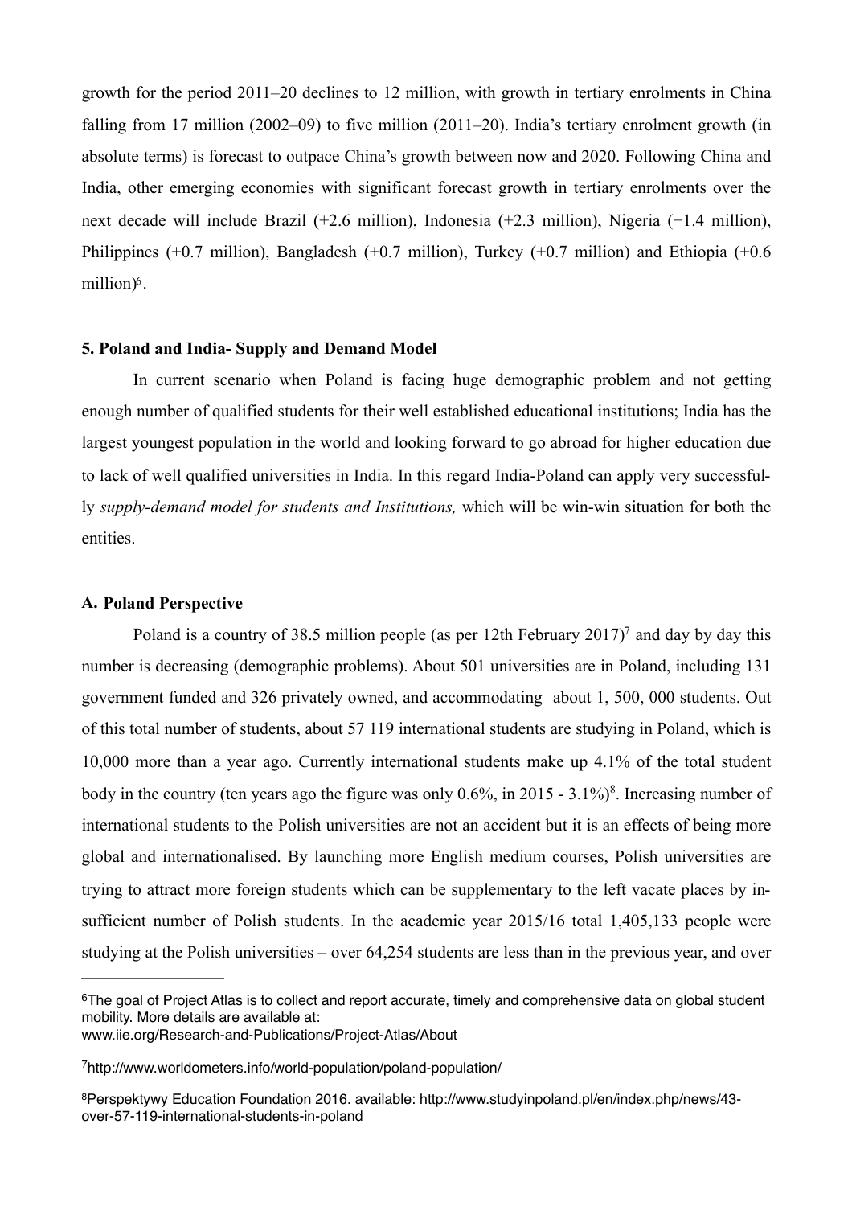growth for the period 2011–20 declines to 12 million, with growth in tertiary enrolments in China falling from 17 million (2002–09) to five million (2011–20). India's tertiary enrolment growth (in absolute terms) is forecast to outpace China's growth between now and 2020. Following China and India, other emerging economies with significant forecast growth in tertiary enrolments over the next decade will include Brazil (+2.6 million), Indonesia (+2.3 million), Nigeria (+1.4 million), Philippines (+0.7 million), Bangladesh (+0.7 million), Turkey (+0.7 million) and Ethiopia (+0.6 million)[6].

### 5. Poland and India- Supply and Demand Model

In current scenario when Poland is facing huge demographic problem and not getting enough number of qualified students for their well established educational institutions; India has the largest youngest population in the world and looking forward to go abroad for higher education due to lack of well qualified universities in India. In this regard India-Poland can apply very successfully *supply-demand model for students and Institutions,* which will be win-win situation for both the entities.

#### A. Poland Perspective

Poland is a country of 38.5 million people (as per 12th February 2017)[7] and day by day this number is decreasing (demographic problems). About 501 universities are in Poland, including 131 government funded and 326 privately owned, and accommodating about 1, 500, 000 students. Out of this total number of students, about 57 119 international students are studying in Poland, which is 10,000 more than a year ago. Currently international students make up 4.1% of the total student body in the country (ten years ago the figure was only 0.6%, in 2015 - 3.1%)[8]. Increasing number of international students to the Polish universities are not an accident but it is an effects of being more global and internationalised. By launching more English medium courses, Polish universities are trying to attract more foreign students which can be supplementary to the left vacate places by insufficient number of Polish students. In the academic year 2015/16 total 1,405,133 people were studying at the Polish universities – over 64,254 students are less than in the previous year, and over

---

[6] The goal of Project Atlas is to collect and report accurate, timely and comprehensive data on global student mobility. More details are available at: www.iie.org/Research-and-Publications/Project-Atlas/About

[7] http://www.worldometers.info/world-population/poland-population/

[8] Perspektywy Education Foundation 2016. available: http://www.studyinpoland.pl/en/index.php/news/43-over-57-119-international-students-in-poland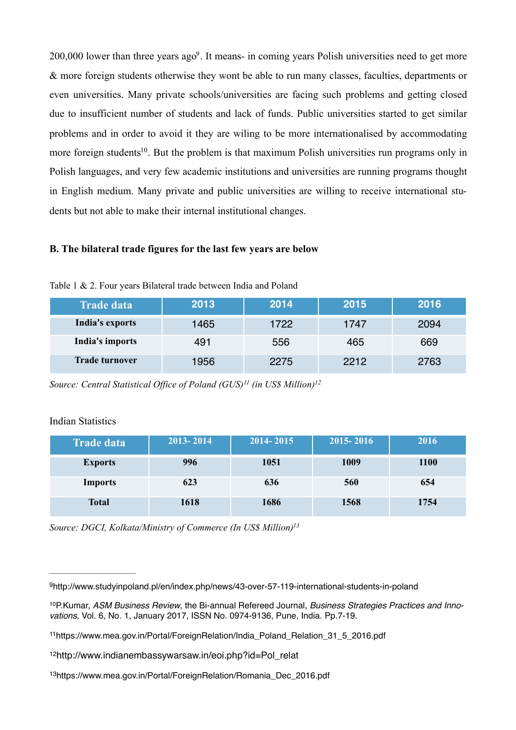200,000 lower than three years ago[9]. It means- in coming years Polish universities need to get more & more foreign students otherwise they wont be able to run many classes, faculties, departments or even universities. Many private schools/universities are facing such problems and getting closed due to insufficient number of students and lack of funds. Public universities started to get similar problems and in order to avoid it they are wiling to be more internationalised by accommodating more foreign students[10]. But the problem is that maximum Polish universities run programs only in Polish languages, and very few academic institutions and universities are running programs thought in English medium. Many private and public universities are willing to receive international students but not able to make their internal institutional changes.

**B. The bilateral trade figures for the last few years are below**

Table 1 & 2. Four years Bilateral trade between India and Poland

| Trade data | 2013 | 2014 | 2015 | 2016 |
|---|---|---|---|---|
| India's exports | 1465 | 1722 | 1747 | 2094 |
| India's imports | 491 | 556 | 465 | 669 |
| Trade turnover | 1956 | 2275 | 2212 | 2763 |

*Source: Central Statistical Office of Poland (GUS)[11] (in US$ Million)[12]*

Indian Statistics

| Trade data | 2013- 2014 | 2014- 2015 | 2015- 2016 | 2016 |
|---|---|---|---|---|
| Exports | 996 | 1051 | 1009 | 1100 |
| Imports | 623 | 636 | 560 | 654 |
| Total | 1618 | 1686 | 1568 | 1754 |

*Source: DGCI, Kolkata/Ministry of Commerce (In US$ Million)[13]*

---

[9] http://www.studyinpoland.pl/en/index.php/news/43-over-57-119-international-students-in-poland

[10] P.Kumar, *ASM Business Review*, the Bi-annual Refereed Journal, *Business Strategies Practices and Innovations*, Vol. 6, No. 1, January 2017, ISSN No. 0974-9136, Pune, India. Pp.7-19.

[11] https://www.mea.gov.in/Portal/ForeignRelation/India_Poland_Relation_31_5_2016.pdf

[12] http://www.indianembassywarsaw.in/eoi.php?id=Pol_relat

[13] https://www.mea.gov.in/Portal/ForeignRelation/Romania_Dec_2016.pdf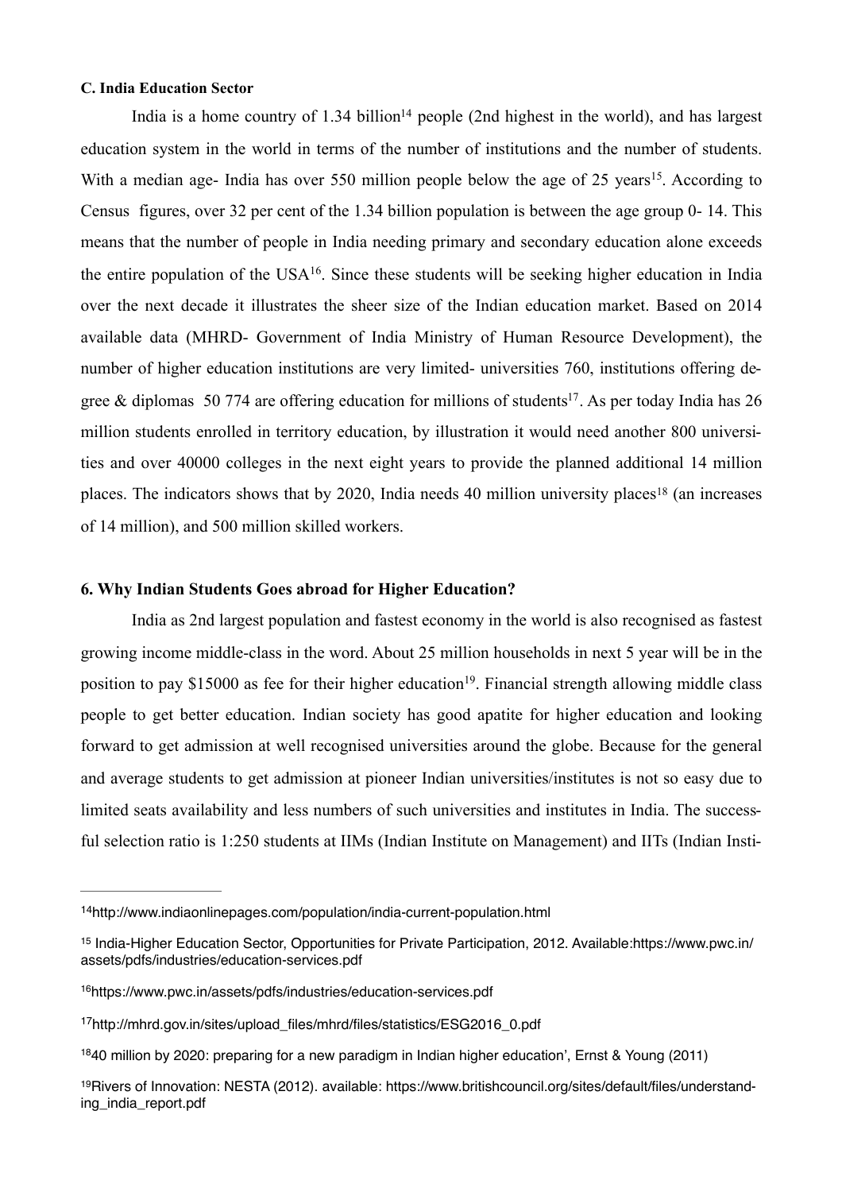**C. India Education Sector**

India is a home country of 1.34 billion[14] people (2nd highest in the world), and has largest education system in the world in terms of the number of institutions and the number of students. With a median age- India has over 550 million people below the age of 25 years[15]. According to Census figures, over 32 per cent of the 1.34 billion population is between the age group 0- 14. This means that the number of people in India needing primary and secondary education alone exceeds the entire population of the USA[16]. Since these students will be seeking higher education in India over the next decade it illustrates the sheer size of the Indian education market. Based on 2014 available data (MHRD- Government of India Ministry of Human Resource Development), the number of higher education institutions are very limited- universities 760, institutions offering degree & diplomas 50 774 are offering education for millions of students[17]. As per today India has 26 million students enrolled in territory education, by illustration it would need another 800 universities and over 40000 colleges in the next eight years to provide the planned additional 14 million places. The indicators shows that by 2020, India needs 40 million university places[18] (an increases of 14 million), and 500 million skilled workers.

**6. Why Indian Students Goes abroad for Higher Education?**

India as 2nd largest population and fastest economy in the world is also recognised as fastest growing income middle-class in the word. About 25 million households in next 5 year will be in the position to pay $15000 as fee for their higher education[19]. Financial strength allowing middle class people to get better education. Indian society has good apatite for higher education and looking forward to get admission at well recognised universities around the globe. Because for the general and average students to get admission at pioneer Indian universities/institutes is not so easy due to limited seats availability and less numbers of such universities and institutes in India. The successful selection ratio is 1:250 students at IIMs (Indian Institute on Management) and IITs (Indian Insti-

---

[14] http://www.indiaonlinepages.com/population/india-current-population.html

[15] India-Higher Education Sector, Opportunities for Private Participation, 2012. Available:https://www.pwc.in/assets/pdfs/industries/education-services.pdf

[16] https://www.pwc.in/assets/pdfs/industries/education-services.pdf

[17] http://mhrd.gov.in/sites/upload_files/mhrd/files/statistics/ESG2016_0.pdf

[18] 40 million by 2020: preparing for a new paradigm in Indian higher education', Ernst & Young (2011)

[19] Rivers of Innovation: NESTA (2012). available: https://www.britishcouncil.org/sites/default/files/understanding_india_report.pdf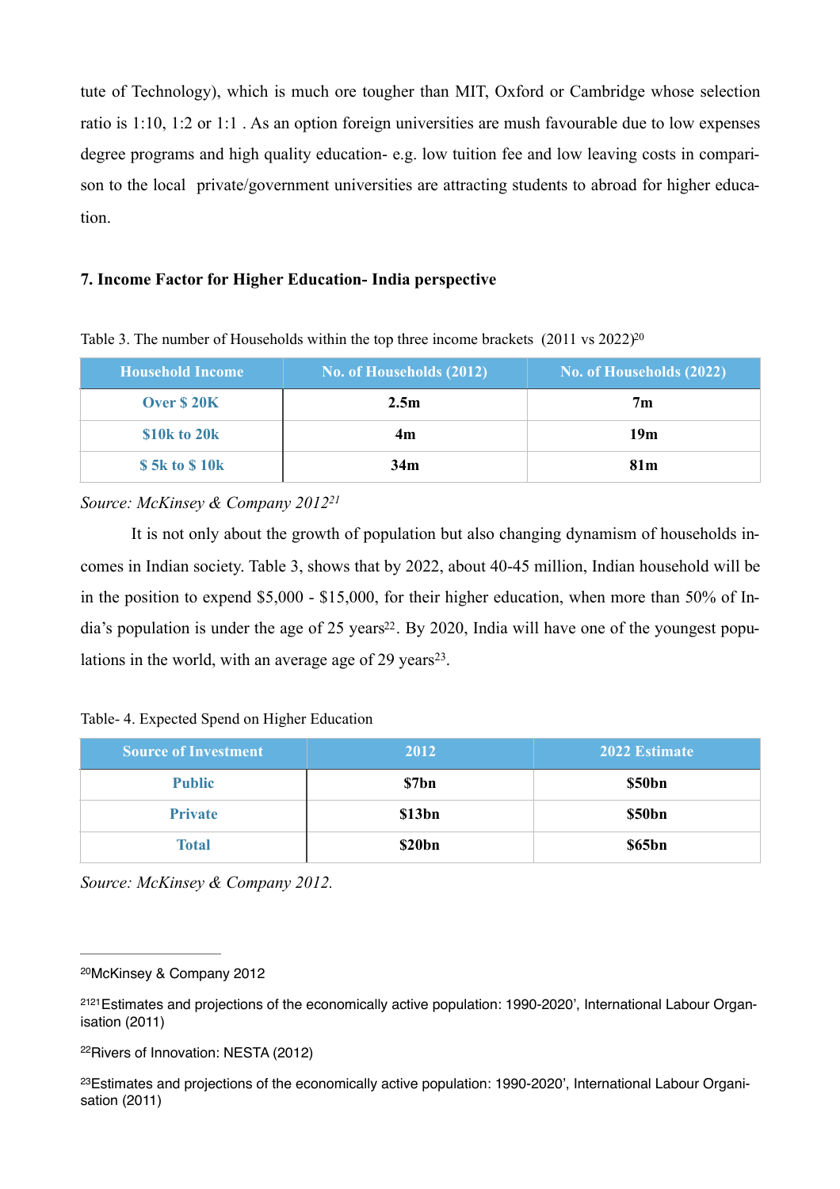tute of Technology), which is much ore tougher than MIT, Oxford or Cambridge whose selection ratio is 1:10, 1:2 or 1:1 . As an option foreign universities are mush favourable due to low expenses degree programs and high quality education- e.g. low tuition fee and low leaving costs in comparison to the local private/government universities are attracting students to abroad for higher education.

## 7. Income Factor for Higher Education- India perspective

Table 3. The number of Households within the top three income brackets (2011 vs 2022)[20]

| Household Income | No. of Households (2012) | No. of Households (2022) |
|---|---|---|
| Over $ 20K | 2.5m | 7m |
| $10k to 20k | 4m | 19m |
| $ 5k to $ 10k | 34m | 81m |

*Source: McKinsey & Company 2012*[21]

It is not only about the growth of population but also changing dynamism of households incomes in Indian society. Table 3, shows that by 2022, about 40-45 million, Indian household will be in the position to expend $5,000 - $15,000, for their higher education, when more than 50% of India's population is under the age of 25 years[22]. By 2020, India will have one of the youngest populations in the world, with an average age of 29 years[23].

Table- 4. Expected Spend on Higher Education

| Source of Investment | 2012 | 2022 Estimate |
|---|---|---|
| Public | $7bn | $50bn |
| Private | $13bn | $50bn |
| Total | $20bn | $65bn |

*Source: McKinsey & Company 2012.*

---

[20]McKinsey & Company 2012

[21]21Estimates and projections of the economically active population: 1990-2020', International Labour Organisation (2011)

[22]Rivers of Innovation: NESTA (2012)

[23]Estimates and projections of the economically active population: 1990-2020', International Labour Organisation (2011)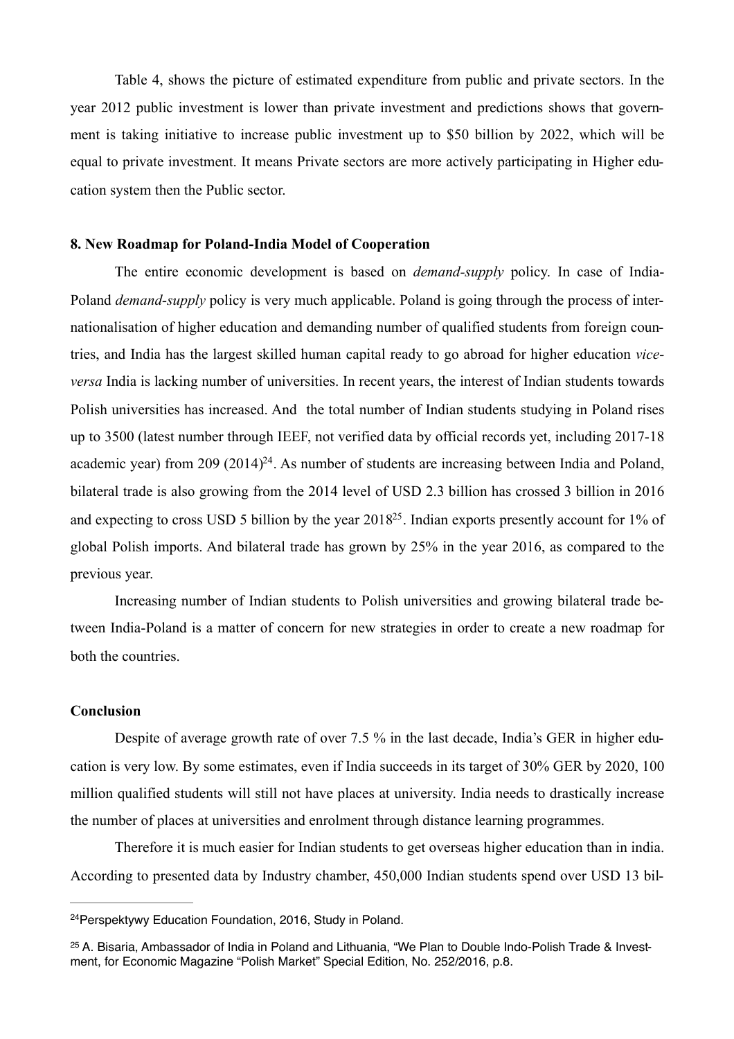Table 4, shows the picture of estimated expenditure from public and private sectors. In the year 2012 public investment is lower than private investment and predictions shows that government is taking initiative to increase public investment up to $50 billion by 2022, which will be equal to private investment. It means Private sectors are more actively participating in Higher education system then the Public sector.

### 8. New Roadmap for Poland-India Model of Cooperation

The entire economic development is based on *demand-supply* policy. In case of India-Poland *demand-supply* policy is very much applicable. Poland is going through the process of internationalisation of higher education and demanding number of qualified students from foreign countries, and India has the largest skilled human capital ready to go abroad for higher education *vice-versa* India is lacking number of universities. In recent years, the interest of Indian students towards Polish universities has increased. And the total number of Indian students studying in Poland rises up to 3500 (latest number through IEEF, not verified data by official records yet, including 2017-18 academic year) from 209 (2014)[24]. As number of students are increasing between India and Poland, bilateral trade is also growing from the 2014 level of USD 2.3 billion has crossed 3 billion in 2016 and expecting to cross USD 5 billion by the year 2018[25]. Indian exports presently account for 1% of global Polish imports. And bilateral trade has grown by 25% in the year 2016, as compared to the previous year.

Increasing number of Indian students to Polish universities and growing bilateral trade between India-Poland is a matter of concern for new strategies in order to create a new roadmap for both the countries.

### Conclusion

Despite of average growth rate of over 7.5 % in the last decade, India's GER in higher education is very low. By some estimates, even if India succeeds in its target of 30% GER by 2020, 100 million qualified students will still not have places at university. India needs to drastically increase the number of places at universities and enrolment through distance learning programmes.

Therefore it is much easier for Indian students to get overseas higher education than in india. According to presented data by Industry chamber, 450,000 Indian students spend over USD 13 bil-

---

[24] Perspektywy Education Foundation, 2016, Study in Poland.

[25] A. Bisaria, Ambassador of India in Poland and Lithuania, "We Plan to Double Indo-Polish Trade & Investment, for Economic Magazine "Polish Market" Special Edition, No. 252/2016, p.8.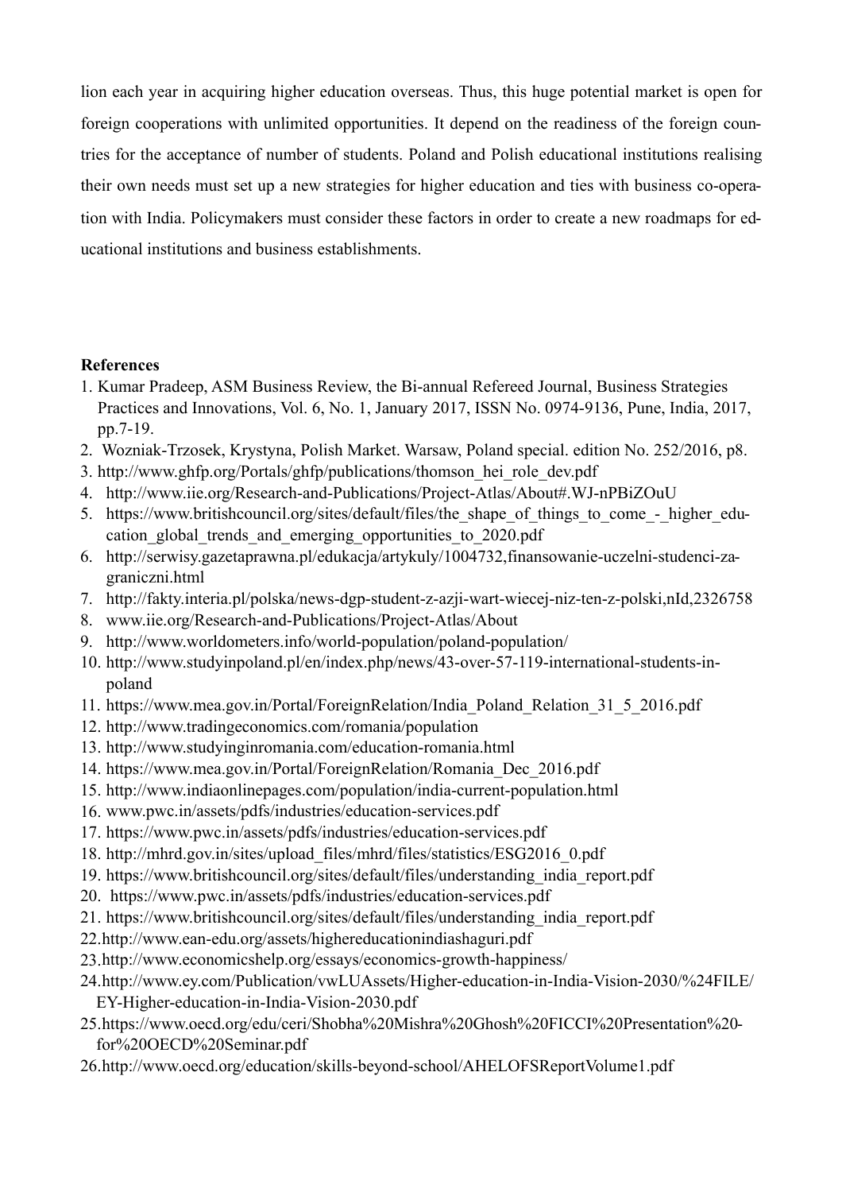lion each year in acquiring higher education overseas. Thus, this huge potential market is open for foreign cooperations with unlimited opportunities. It depend on the readiness of the foreign countries for the acceptance of number of students. Poland and Polish educational institutions realising their own needs must set up a new strategies for higher education and ties with business co-operation with India. Policymakers must consider these factors in order to create a new roadmaps for educational institutions and business establishments.

**References**

1. Kumar Pradeep, ASM Business Review, the Bi-annual Refereed Journal, Business Strategies Practices and Innovations, Vol. 6, No. 1, January 2017, ISSN No. 0974-9136, Pune, India, 2017, pp.7-19.
2. Wozniak-Trzosek, Krystyna, Polish Market. Warsaw, Poland special. edition No. 252/2016, p8.
3. http://www.ghfp.org/Portals/ghfp/publications/thomson_hei_role_dev.pdf
4. http://www.iie.org/Research-and-Publications/Project-Atlas/About#.WJ-nPBiZOuU
5. https://www.britishcouncil.org/sites/default/files/the_shape_of_things_to_come_-_higher_education_global_trends_and_emerging_opportunities_to_2020.pdf
6. http://serwisy.gazetaprawna.pl/edukacja/artykuly/1004732,finansowanie-uczelni-studenci-zagraniczni.html
7. http://fakty.interia.pl/polska/news-dgp-student-z-azji-wart-wiecej-niz-ten-z-polski,nId,2326758
8. www.iie.org/Research-and-Publications/Project-Atlas/About
9. http://www.worldometers.info/world-population/poland-population/
10. http://www.studyinpoland.pl/en/index.php/news/43-over-57-119-international-students-in-poland
11. https://www.mea.gov.in/Portal/ForeignRelation/India_Poland_Relation_31_5_2016.pdf
12. http://www.tradingeconomics.com/romania/population
13. http://www.studyinginromania.com/education-romania.html
14. https://www.mea.gov.in/Portal/ForeignRelation/Romania_Dec_2016.pdf
15. http://www.indiaonlinepages.com/population/india-current-population.html
16. www.pwc.in/assets/pdfs/industries/education-services.pdf
17. https://www.pwc.in/assets/pdfs/industries/education-services.pdf
18. http://mhrd.gov.in/sites/upload_files/mhrd/files/statistics/ESG2016_0.pdf
19. https://www.britishcouncil.org/sites/default/files/understanding_india_report.pdf
20. https://www.pwc.in/assets/pdfs/industries/education-services.pdf
21. https://www.britishcouncil.org/sites/default/files/understanding_india_report.pdf
22. http://www.ean-edu.org/assets/highereducationindiashaguri.pdf
23. http://www.economicshelp.org/essays/economics-growth-happiness/
24. http://www.ey.com/Publication/vwLUAssets/Higher-education-in-India-Vision-2030/%24FILE/EY-Higher-education-in-India-Vision-2030.pdf
25. https://www.oecd.org/edu/ceri/Shobha%20Mishra%20Ghosh%20FICCI%20Presentation%20for%20OECD%20Seminar.pdf
26. http://www.oecd.org/education/skills-beyond-school/AHELOFSReportVolume1.pdf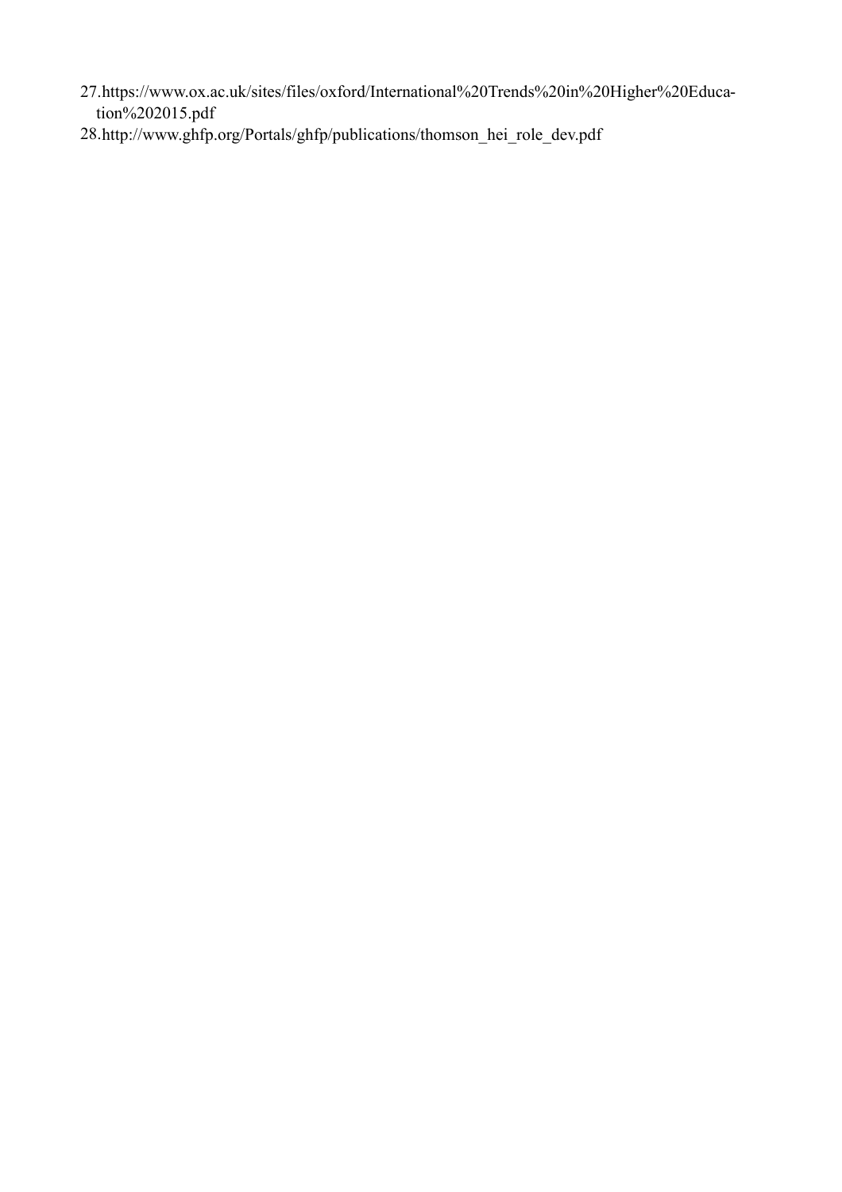27. https://www.ox.ac.uk/sites/files/oxford/International%20Trends%20in%20Higher%20Education%202015.pdf
28. http://www.ghfp.org/Portals/ghfp/publications/thomson_hei_role_dev.pdf